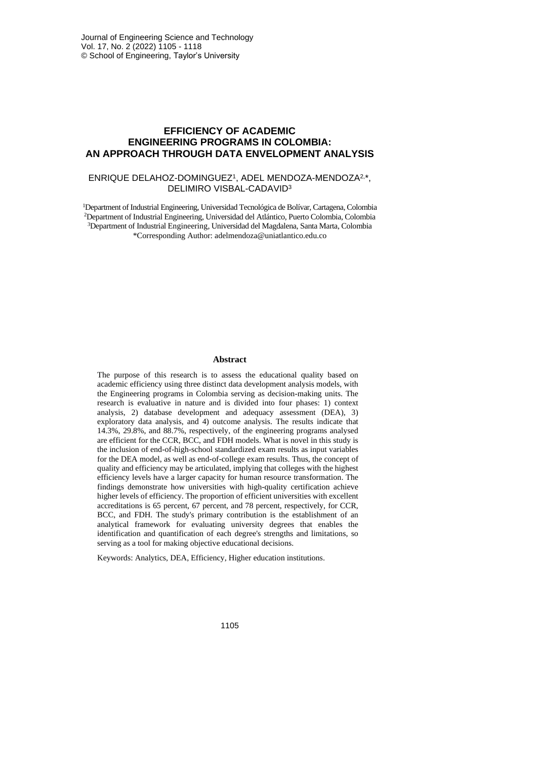# EFFICIENCY OF ACADEMIC ENGINEERING PROGRAMS IN COLOMBIA: AN APPROACH THROUGH DATA ENVELOPMENT ANALYSIS

ENRIQUE DELAHOZ-DOMINGUEZ[1], ADEL MENDOZA-MENDOZA[2,*], DELIMIRO VISBAL-CADAVID[3]

[1]Department of Industrial Engineering, Universidad Tecnológica de Bolívar, Cartagena, Colombia
[2]Department of Industrial Engineering, Universidad del Atlántico, Puerto Colombia, Colombia
[3]Department of Industrial Engineering, Universidad del Magdalena, Santa Marta, Colombia
*Corresponding Author: adelmendoza@uniatlantico.edu.co

## Abstract

The purpose of this research is to assess the educational quality based on academic efficiency using three distinct data development analysis models, with the Engineering programs in Colombia serving as decision-making units. The research is evaluative in nature and is divided into four phases: 1) context analysis, 2) database development and adequacy assessment (DEA), 3) exploratory data analysis, and 4) outcome analysis. The results indicate that 14.3%, 29.8%, and 88.7%, respectively, of the engineering programs analysed are efficient for the CCR, BCC, and FDH models. What is novel in this study is the inclusion of end-of-high-school standardized exam results as input variables for the DEA model, as well as end-of-college exam results. Thus, the concept of quality and efficiency may be articulated, implying that colleges with the highest efficiency levels have a larger capacity for human resource transformation. The findings demonstrate how universities with high-quality certification achieve higher levels of efficiency. The proportion of efficient universities with excellent accreditations is 65 percent, 67 percent, and 78 percent, respectively, for CCR, BCC, and FDH. The study's primary contribution is the establishment of an analytical framework for evaluating university degrees that enables the identification and quantification of each degree's strengths and limitations, so serving as a tool for making objective educational decisions.

Keywords: Analytics, DEA, Efficiency, Higher education institutions.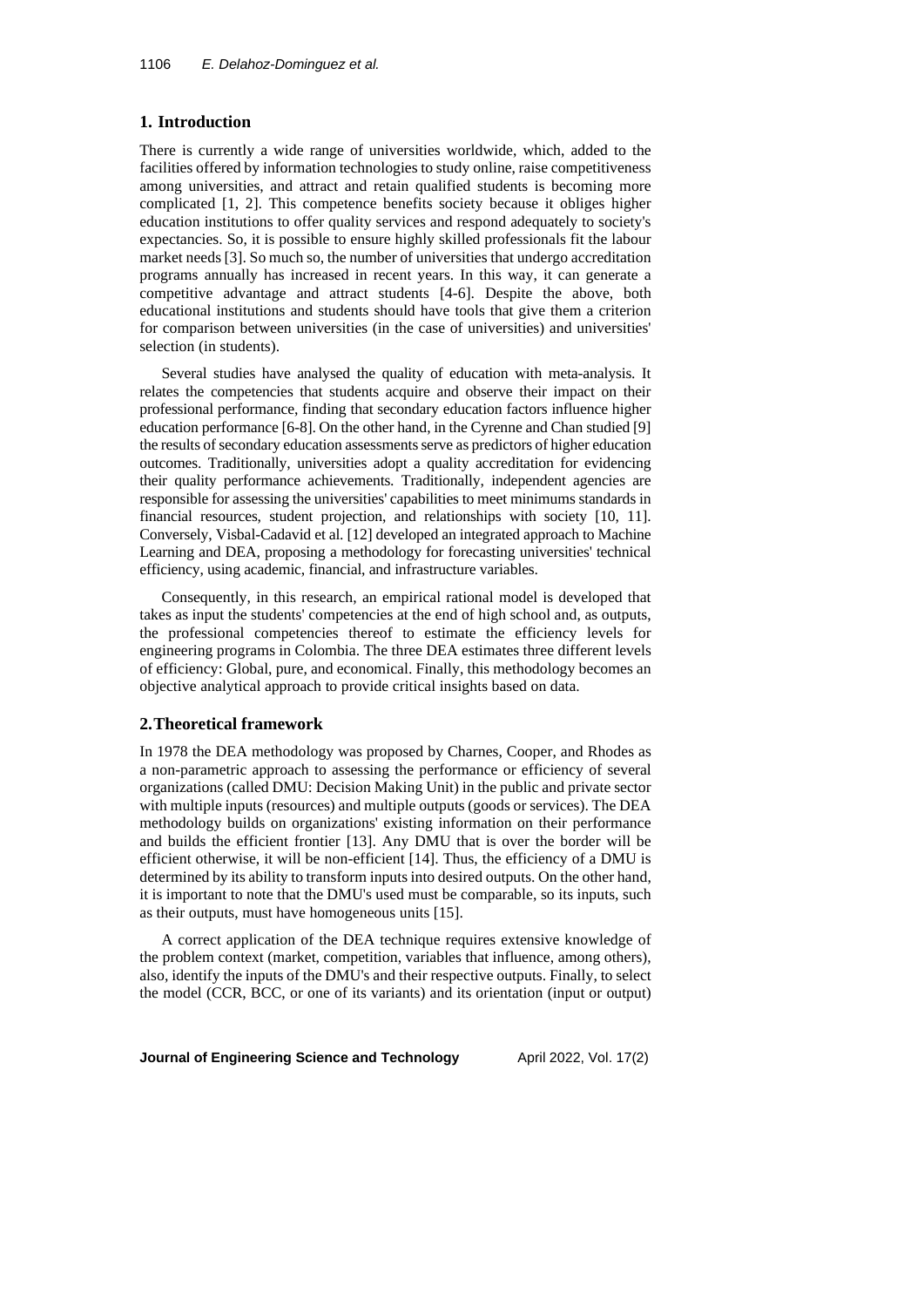## 1. Introduction

There is currently a wide range of universities worldwide, which, added to the facilities offered by information technologies to study online, raise competitiveness among universities, and attract and retain qualified students is becoming more complicated [1, 2]. This competence benefits society because it obliges higher education institutions to offer quality services and respond adequately to society's expectancies. So, it is possible to ensure highly skilled professionals fit the labour market needs [3]. So much so, the number of universities that undergo accreditation programs annually has increased in recent years. In this way, it can generate a competitive advantage and attract students [4-6]. Despite the above, both educational institutions and students should have tools that give them a criterion for comparison between universities (in the case of universities) and universities' selection (in students).

Several studies have analysed the quality of education with meta-analysis. It relates the competencies that students acquire and observe their impact on their professional performance, finding that secondary education factors influence higher education performance [6-8]. On the other hand, in the Cyrenne and Chan studied [9] the results of secondary education assessments serve as predictors of higher education outcomes. Traditionally, universities adopt a quality accreditation for evidencing their quality performance achievements. Traditionally, independent agencies are responsible for assessing the universities' capabilities to meet minimums standards in financial resources, student projection, and relationships with society [10, 11]. Conversely, Visbal-Cadavid et al. [12] developed an integrated approach to Machine Learning and DEA, proposing a methodology for forecasting universities' technical efficiency, using academic, financial, and infrastructure variables.

Consequently, in this research, an empirical rational model is developed that takes as input the students' competencies at the end of high school and, as outputs, the professional competencies thereof to estimate the efficiency levels for engineering programs in Colombia. The three DEA estimates three different levels of efficiency: Global, pure, and economical. Finally, this methodology becomes an objective analytical approach to provide critical insights based on data.

## 2. Theoretical framework

In 1978 the DEA methodology was proposed by Charnes, Cooper, and Rhodes as a non-parametric approach to assessing the performance or efficiency of several organizations (called DMU: Decision Making Unit) in the public and private sector with multiple inputs (resources) and multiple outputs (goods or services). The DEA methodology builds on organizations' existing information on their performance and builds the efficient frontier [13]. Any DMU that is over the border will be efficient otherwise, it will be non-efficient [14]. Thus, the efficiency of a DMU is determined by its ability to transform inputs into desired outputs. On the other hand, it is important to note that the DMU's used must be comparable, so its inputs, such as their outputs, must have homogeneous units [15].

A correct application of the DEA technique requires extensive knowledge of the problem context (market, competition, variables that influence, among others), also, identify the inputs of the DMU's and their respective outputs. Finally, to select the model (CCR, BCC, or one of its variants) and its orientation (input or output)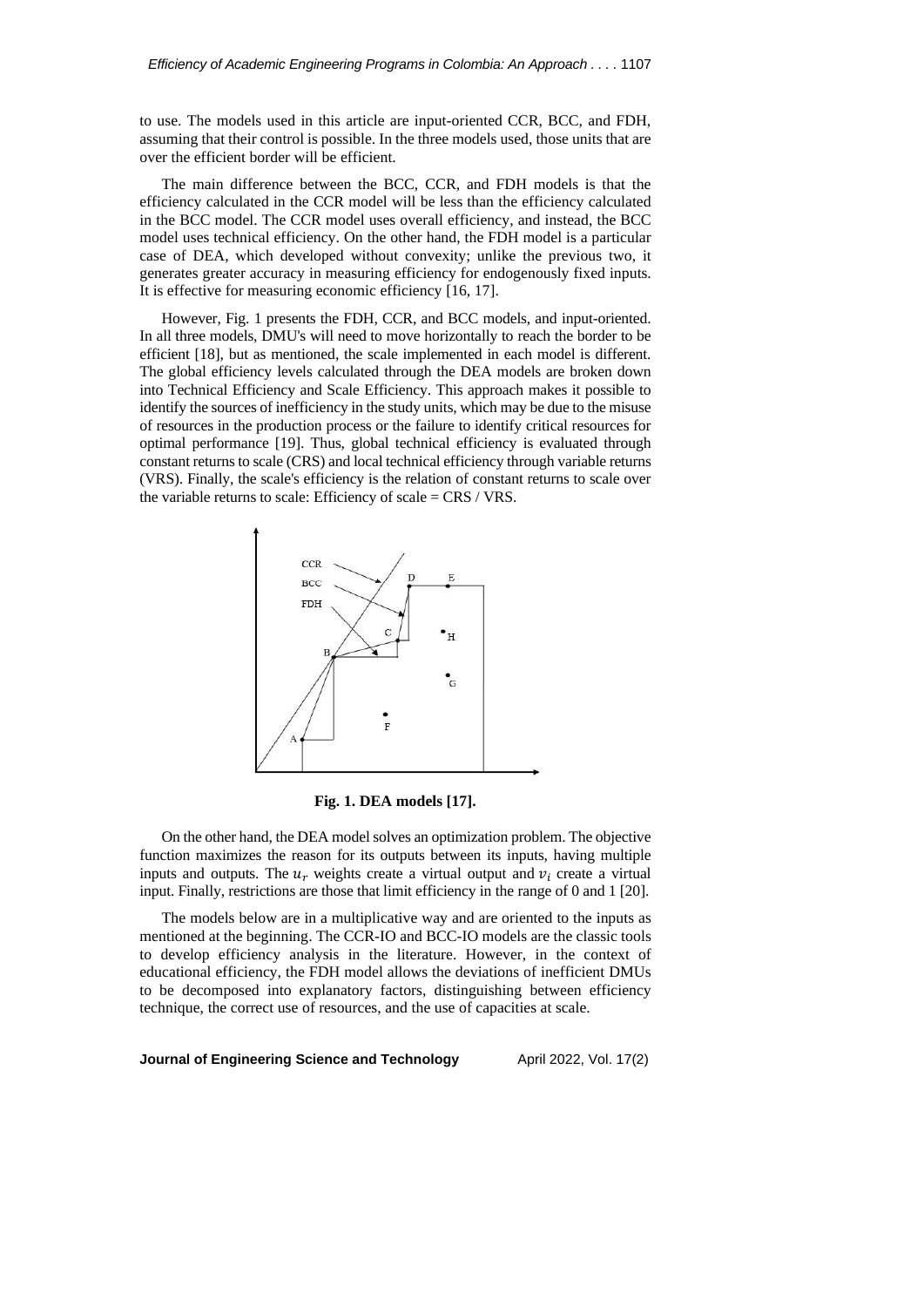to use. The models used in this article are input-oriented CCR, BCC, and FDH, assuming that their control is possible. In the three models used, those units that are over the efficient border will be efficient.

The main difference between the BCC, CCR, and FDH models is that the efficiency calculated in the CCR model will be less than the efficiency calculated in the BCC model. The CCR model uses overall efficiency, and instead, the BCC model uses technical efficiency. On the other hand, the FDH model is a particular case of DEA, which developed without convexity; unlike the previous two, it generates greater accuracy in measuring efficiency for endogenously fixed inputs. It is effective for measuring economic efficiency [16, 17].

However, Fig. 1 presents the FDH, CCR, and BCC models, and input-oriented. In all three models, DMU's will need to move horizontally to reach the border to be efficient [18], but as mentioned, the scale implemented in each model is different. The global efficiency levels calculated through the DEA models are broken down into Technical Efficiency and Scale Efficiency. This approach makes it possible to identify the sources of inefficiency in the study units, which may be due to the misuse of resources in the production process or the failure to identify critical resources for optimal performance [19]. Thus, global technical efficiency is evaluated through constant returns to scale (CRS) and local technical efficiency through variable returns (VRS). Finally, the scale's efficiency is the relation of constant returns to scale over the variable returns to scale: Efficiency of scale = CRS / VRS.

**Fig. 1. DEA models [17].**

On the other hand, the DEA model solves an optimization problem. The objective function maximizes the reason for its outputs between its inputs, having multiple inputs and outputs. The $u_r$ weights create a virtual output and $v_i$ create a virtual input. Finally, restrictions are those that limit efficiency in the range of 0 and 1 [20].

The models below are in a multiplicative way and are oriented to the inputs as mentioned at the beginning. The CCR-IO and BCC-IO models are the classic tools to develop efficiency analysis in the literature. However, in the context of educational efficiency, the FDH model allows the deviations of inefficient DMUs to be decomposed into explanatory factors, distinguishing between efficiency technique, the correct use of resources, and the use of capacities at scale.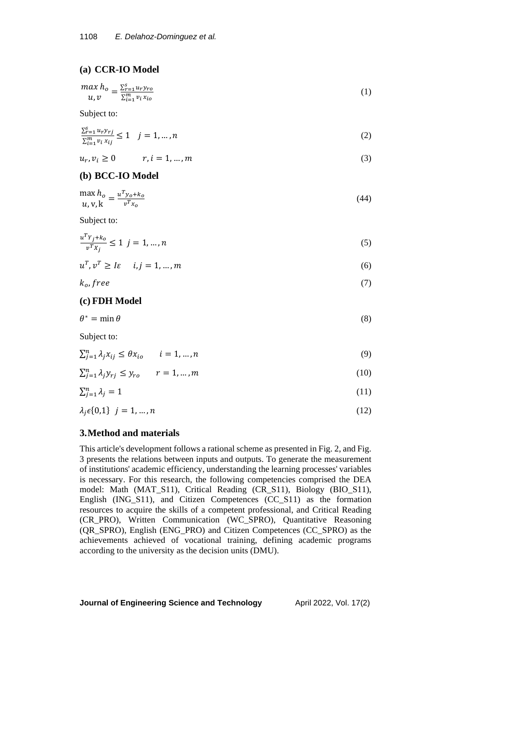### (a) CCR-IO Model

$$\max_{u,v} h_o = \frac{\sum_{r=1}^{s} u_r y_{ro}}{\sum_{i=1}^{m} v_i x_{io}} \tag{1}$$

Subject to:

$$\frac{\sum_{r=1}^{s} u_r y_{rj}}{\sum_{i=1}^{m} v_i x_{ij}} \leq 1 \quad j = 1, \ldots, n \tag{2}$$

$$u_r, v_i \geq 0 \qquad r, i = 1, \ldots, m \tag{3}$$

### (b) BCC-IO Model

$$\max_{u,v,k} h_o = \frac{u^T y_o + k_o}{v^T x_o} \tag{44}$$

Subject to:

$$\frac{u^T Y_j + k_o}{v^T X_j} \leq 1 \;\; j = 1, \ldots, n \tag{5}$$

$$u^T, v^T \geq I\varepsilon \quad i, j = 1, \ldots, m \tag{6}$$

$$k_o, free \tag{7}$$

### (c) FDH Model

$$\theta^* = \min \theta \tag{8}$$

Subject to:

$$\sum_{j=1}^{n} \lambda_j x_{ij} \leq \theta x_{io} \qquad i = 1, \ldots, n \tag{9}$$

$$\sum_{j=1}^{n} \lambda_j y_{rj} \leq y_{ro} \qquad r = 1, \ldots, m \tag{10}$$

$$\sum_{j=1}^{n} \lambda_j = 1 \tag{11}$$

$$\lambda_j \epsilon \{0,1\} \;\; j = 1, \ldots, n \tag{12}$$

## 3. Method and materials

This article's development follows a rational scheme as presented in Fig. 2, and Fig. 3 presents the relations between inputs and outputs. To generate the measurement of institutions' academic efficiency, understanding the learning processes' variables is necessary. For this research, the following competencies comprised the DEA model: Math (MAT_S11), Critical Reading (CR_S11), Biology (BIO_S11), English (ING_S11), and Citizen Competences (CC_S11) as the formation resources to acquire the skills of a competent professional, and Critical Reading (CR_PRO), Written Communication (WC_SPRO), Quantitative Reasoning (QR_SPRO), English (ENG_PRO) and Citizen Competences (CC_SPRO) as the achievements achieved of vocational training, defining academic programs according to the university as the decision units (DMU).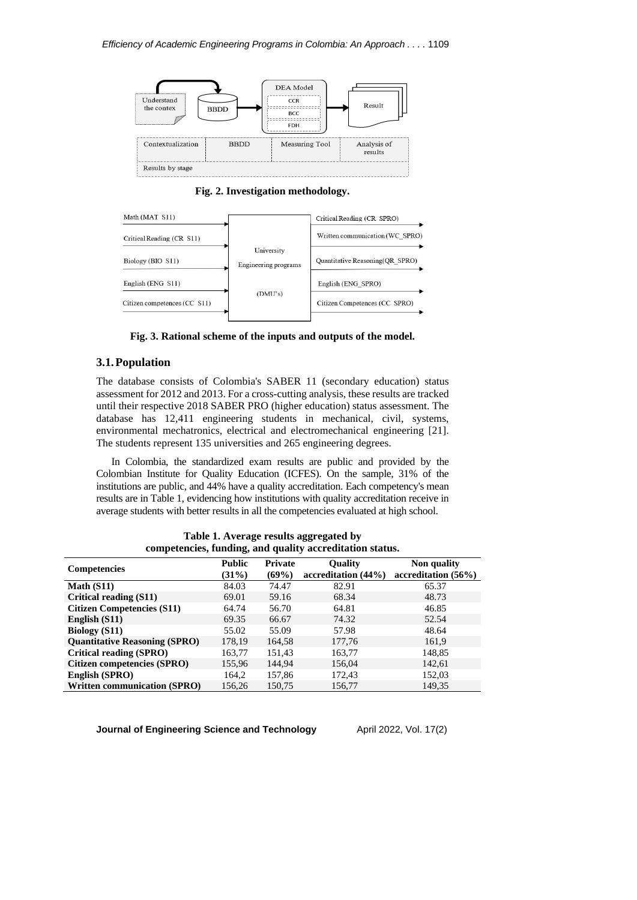**Fig. 2. Investigation methodology.**

**Fig. 3. Rational scheme of the inputs and outputs of the model.**

### 3.1. Population

The database consists of Colombia's SABER 11 (secondary education) status assessment for 2012 and 2013. For a cross-cutting analysis, these results are tracked until their respective 2018 SABER PRO (higher education) status assessment. The database has 12,411 engineering students in mechanical, civil, systems, environmental mechatronics, electrical and electromechanical engineering [21]. The students represent 135 universities and 265 engineering degrees.

In Colombia, the standardized exam results are public and provided by the Colombian Institute for Quality Education (ICFES). On the sample, 31% of the institutions are public, and 44% have a quality accreditation. Each competency's mean results are in Table 1, evidencing how institutions with quality accreditation receive in average students with better results in all the competencies evaluated at high school.

**Table 1. Average results aggregated by competencies, funding, and quality accreditation status.**

| Competencies | Public (31%) | Private (69%) | Quality accreditation (44%) | Non quality accreditation (56%) |
|---|---|---|---|---|
| **Math (S11)** | 84.03 | 74.47 | 82.91 | 65.37 |
| **Critical reading (S11)** | 69.01 | 59.16 | 68.34 | 48.73 |
| **Citizen Competencies (S11)** | 64.74 | 56.70 | 64.81 | 46.85 |
| **English (S11)** | 69.35 | 66.67 | 74.32 | 52.54 |
| **Biology (S11)** | 55.02 | 55.09 | 57.98 | 48.64 |
| **Quantitative Reasoning (SPRO)** | 178,19 | 164,58 | 177,76 | 161,9 |
| **Critical reading (SPRO)** | 163,77 | 151,43 | 163,77 | 148,85 |
| **Citizen competencies (SPRO)** | 155,96 | 144,94 | 156,04 | 142,61 |
| **English (SPRO)** | 164,2 | 157,86 | 172,43 | 152,03 |
| **Written communication (SPRO)** | 156,26 | 150,75 | 156,77 | 149,35 |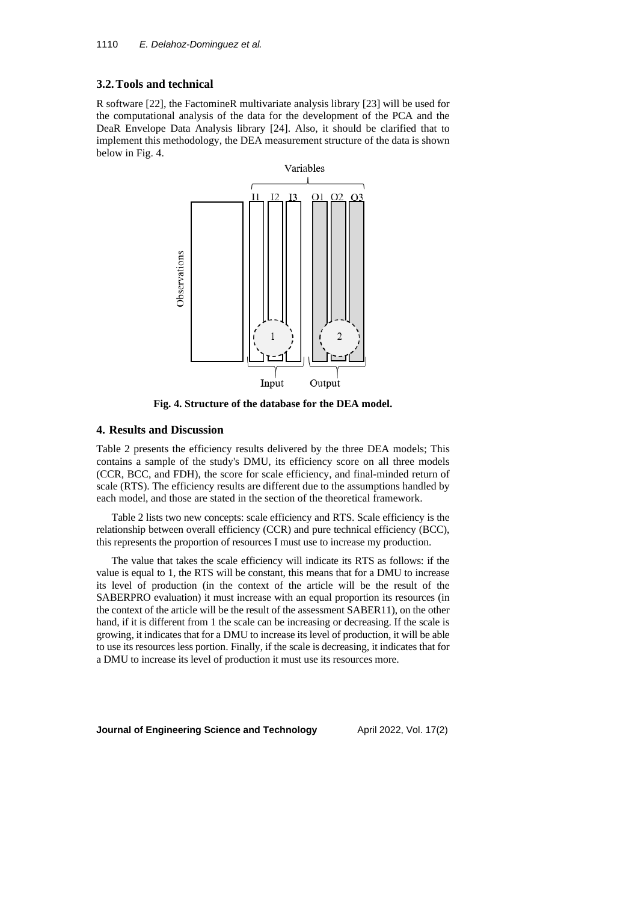### 3.2. Tools and technical

R software [22], the FactomineR multivariate analysis library [23] will be used for the computational analysis of the data for the development of the PCA and the DeaR Envelope Data Analysis library [24]. Also, it should be clarified that to implement this methodology, the DEA measurement structure of the data is shown below in Fig. 4.

**Fig. 4. Structure of the database for the DEA model.**

## 4. Results and Discussion

Table 2 presents the efficiency results delivered by the three DEA models; This contains a sample of the study's DMU, its efficiency score on all three models (CCR, BCC, and FDH), the score for scale efficiency, and final-minded return of scale (RTS). The efficiency results are different due to the assumptions handled by each model, and those are stated in the section of the theoretical framework.

Table 2 lists two new concepts: scale efficiency and RTS. Scale efficiency is the relationship between overall efficiency (CCR) and pure technical efficiency (BCC), this represents the proportion of resources I must use to increase my production.

The value that takes the scale efficiency will indicate its RTS as follows: if the value is equal to 1, the RTS will be constant, this means that for a DMU to increase its level of production (in the context of the article will be the result of the SABERPRO evaluation) it must increase with an equal proportion its resources (in the context of the article will be the result of the assessment SABER11), on the other hand, if it is different from 1 the scale can be increasing or decreasing. If the scale is growing, it indicates that for a DMU to increase its level of production, it will be able to use its resources less portion. Finally, if the scale is decreasing, it indicates that for a DMU to increase its level of production it must use its resources more.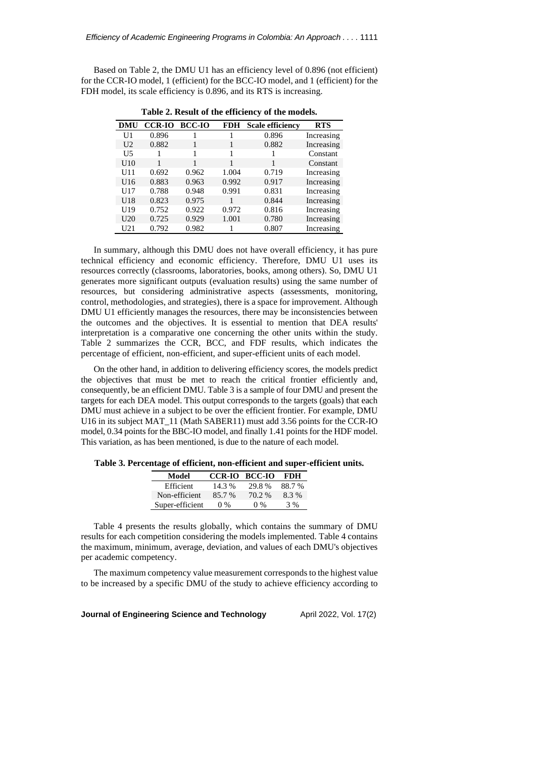Based on Table 2, the DMU U1 has an efficiency level of 0.896 (not efficient) for the CCR-IO model, 1 (efficient) for the BCC-IO model, and 1 (efficient) for the FDH model, its scale efficiency is 0.896, and its RTS is increasing.

**Table 2. Result of the efficiency of the models.**

| DMU | CCR-IO | BCC-IO | FDH | Scale efficiency | RTS |
|---|---|---|---|---|---|
| U1 | 0.896 | 1 | 1 | 0.896 | Increasing |
| U2 | 0.882 | 1 | 1 | 0.882 | Increasing |
| U5 | 1 | 1 | 1 | 1 | Constant |
| U10 | 1 | 1 | 1 | 1 | Constant |
| U11 | 0.692 | 0.962 | 1.004 | 0.719 | Increasing |
| U16 | 0.883 | 0.963 | 0.992 | 0.917 | Increasing |
| U17 | 0.788 | 0.948 | 0.991 | 0.831 | Increasing |
| U18 | 0.823 | 0.975 | 1 | 0.844 | Increasing |
| U19 | 0.752 | 0.922 | 0.972 | 0.816 | Increasing |
| U20 | 0.725 | 0.929 | 1.001 | 0.780 | Increasing |
| U21 | 0.792 | 0.982 | 1 | 0.807 | Increasing |

In summary, although this DMU does not have overall efficiency, it has pure technical efficiency and economic efficiency. Therefore, DMU U1 uses its resources correctly (classrooms, laboratories, books, among others). So, DMU U1 generates more significant outputs (evaluation results) using the same number of resources, but considering administrative aspects (assessments, monitoring, control, methodologies, and strategies), there is a space for improvement. Although DMU U1 efficiently manages the resources, there may be inconsistencies between the outcomes and the objectives. It is essential to mention that DEA results' interpretation is a comparative one concerning the other units within the study. Table 2 summarizes the CCR, BCC, and FDF results, which indicates the percentage of efficient, non-efficient, and super-efficient units of each model.

On the other hand, in addition to delivering efficiency scores, the models predict the objectives that must be met to reach the critical frontier efficiently and, consequently, be an efficient DMU. Table 3 is a sample of four DMU and present the targets for each DEA model. This output corresponds to the targets (goals) that each DMU must achieve in a subject to be over the efficient frontier. For example, DMU U16 in its subject MAT_11 (Math SABER11) must add 3.56 points for the CCR-IO model, 0.34 points for the BBC-IO model, and finally 1.41 points for the HDF model. This variation, as has been mentioned, is due to the nature of each model.

**Table 3. Percentage of efficient, non-efficient and super-efficient units.**

| Model | CCR-IO | BCC-IO | FDH |
|---|---|---|---|
| Efficient | 14.3 % | 29.8 % | 88.7 % |
| Non-efficient | 85.7 % | 70.2 % | 8.3 % |
| Super-efficient | 0 % | 0 % | 3 % |

Table 4 presents the results globally, which contains the summary of DMU results for each competition considering the models implemented. Table 4 contains the maximum, minimum, average, deviation, and values of each DMU's objectives per academic competency.

The maximum competency value measurement corresponds to the highest value to be increased by a specific DMU of the study to achieve efficiency according to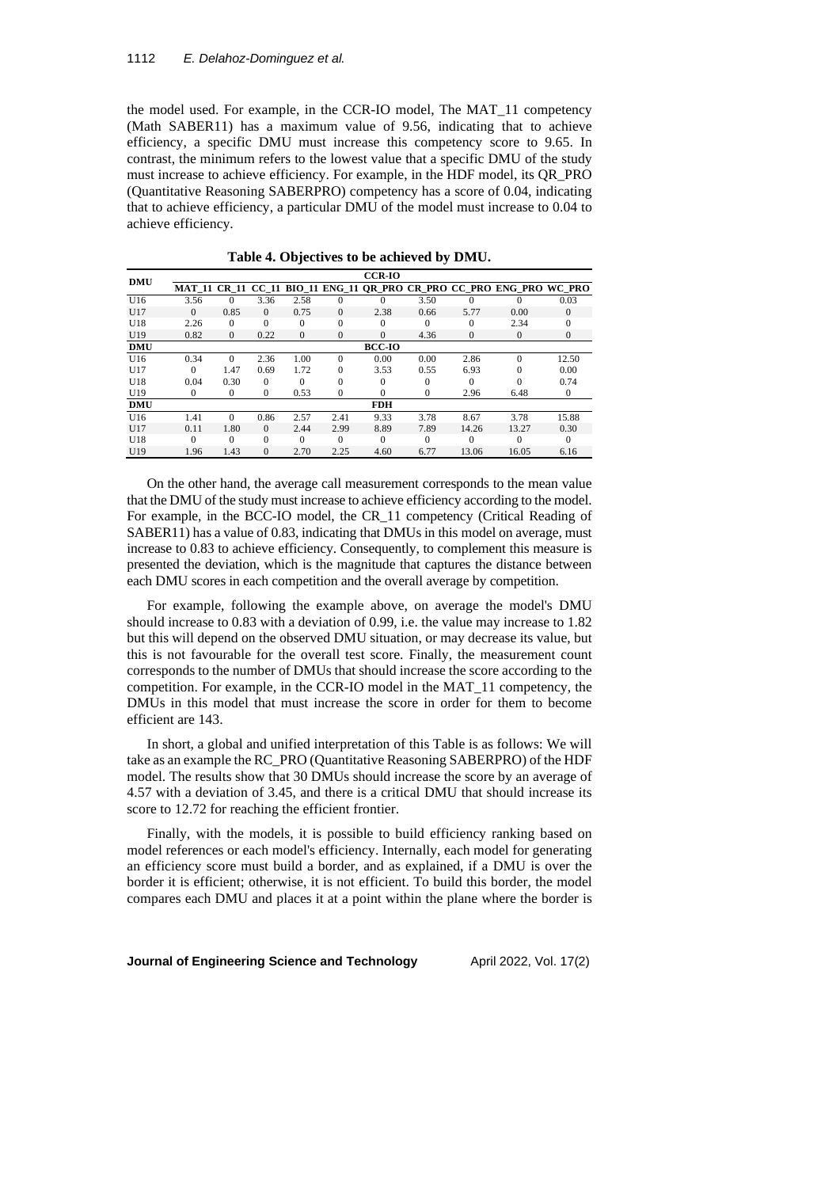the model used. For example, in the CCR-IO model, The MAT_11 competency (Math SABER11) has a maximum value of 9.56, indicating that to achieve efficiency, a specific DMU must increase this competency score to 9.65. In contrast, the minimum refers to the lowest value that a specific DMU of the study must increase to achieve efficiency. For example, in the HDF model, its QR_PRO (Quantitative Reasoning SABERPRO) competency has a score of 0.04, indicating that to achieve efficiency, a particular DMU of the model must increase to 0.04 to achieve efficiency.

**Table 4. Objectives to be achieved by DMU.**

| DMU | CCR-IO | | | | | | | | | |
|---|---|---|---|---|---|---|---|---|---|---|
| | MAT_11 | CR_11 | CC_11 | BIO_11 | ENG_11 | QR_PRO | CR_PRO | CC_PRO | ENG_PRO | WC_PRO |
| U16 | 3.56 | 0 | 3.36 | 2.58 | 0 | 0 | 3.50 | 0 | 0 | 0.03 |
| U17 | 0 | 0.85 | 0 | 0.75 | 0 | 2.38 | 0.66 | 5.77 | 0.00 | 0 |
| U18 | 2.26 | 0 | 0 | 0 | 0 | 0 | 0 | 0 | 2.34 | 0 |
| U19 | 0.82 | 0 | 0.22 | 0 | 0 | 0 | 4.36 | 0 | 0 | 0 |
| **DMU** | **BCC-IO** | | | | | | | | | |
| U16 | 0.34 | 0 | 2.36 | 1.00 | 0 | 0.00 | 0.00 | 2.86 | 0 | 12.50 |
| U17 | 0 | 1.47 | 0.69 | 1.72 | 0 | 3.53 | 0.55 | 6.93 | 0 | 0.00 |
| U18 | 0.04 | 0.30 | 0 | 0 | 0 | 0 | 0 | 0 | 0 | 0.74 |
| U19 | 0 | 0 | 0 | 0.53 | 0 | 0 | 0 | 2.96 | 6.48 | 0 |
| **DMU** | **FDH** | | | | | | | | | |
| U16 | 1.41 | 0 | 0.86 | 2.57 | 2.41 | 9.33 | 3.78 | 8.67 | 3.78 | 15.88 |
| U17 | 0.11 | 1.80 | 0 | 2.44 | 2.99 | 8.89 | 7.89 | 14.26 | 13.27 | 0.30 |
| U18 | 0 | 0 | 0 | 0 | 0 | 0 | 0 | 0 | 0 | 0 |
| U19 | 1.96 | 1.43 | 0 | 2.70 | 2.25 | 4.60 | 6.77 | 13.06 | 16.05 | 6.16 |

On the other hand, the average call measurement corresponds to the mean value that the DMU of the study must increase to achieve efficiency according to the model. For example, in the BCC-IO model, the CR_11 competency (Critical Reading of SABER11) has a value of 0.83, indicating that DMUs in this model on average, must increase to 0.83 to achieve efficiency. Consequently, to complement this measure is presented the deviation, which is the magnitude that captures the distance between each DMU scores in each competition and the overall average by competition.

For example, following the example above, on average the model's DMU should increase to 0.83 with a deviation of 0.99, i.e. the value may increase to 1.82 but this will depend on the observed DMU situation, or may decrease its value, but this is not favourable for the overall test score. Finally, the measurement count corresponds to the number of DMUs that should increase the score according to the competition. For example, in the CCR-IO model in the MAT_11 competency, the DMUs in this model that must increase the score in order for them to become efficient are 143.

In short, a global and unified interpretation of this Table is as follows: We will take as an example the RC_PRO (Quantitative Reasoning SABERPRO) of the HDF model. The results show that 30 DMUs should increase the score by an average of 4.57 with a deviation of 3.45, and there is a critical DMU that should increase its score to 12.72 for reaching the efficient frontier.

Finally, with the models, it is possible to build efficiency ranking based on model references or each model's efficiency. Internally, each model for generating an efficiency score must build a border, and as explained, if a DMU is over the border it is efficient; otherwise, it is not efficient. To build this border, the model compares each DMU and places it at a point within the plane where the border is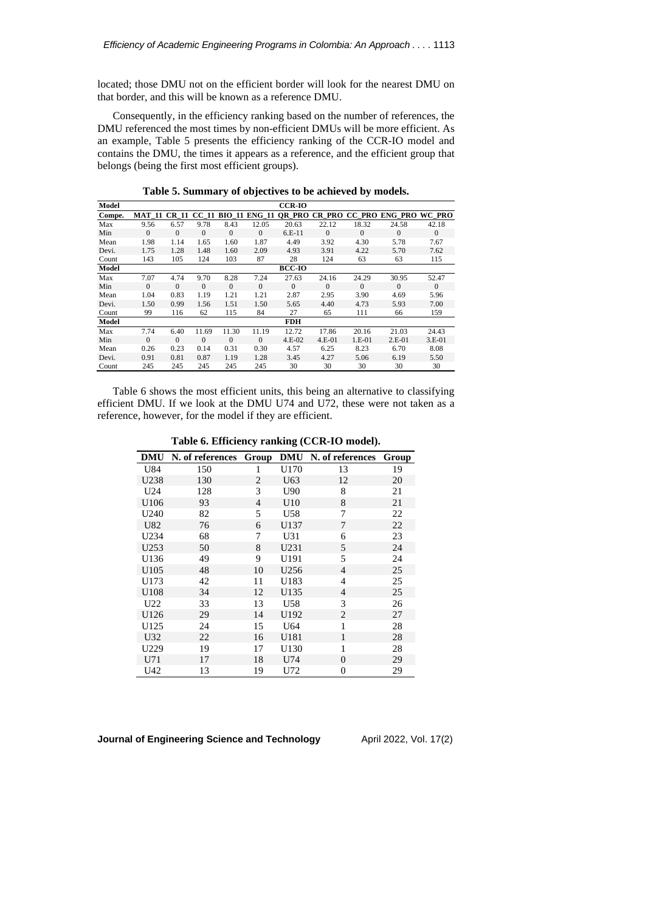located; those DMU not on the efficient border will look for the nearest DMU on that border, and this will be known as a reference DMU.

Consequently, in the efficiency ranking based on the number of references, the DMU referenced the most times by non-efficient DMUs will be more efficient. As an example, Table 5 presents the efficiency ranking of the CCR-IO model and contains the DMU, the times it appears as a reference, and the efficient group that belongs (being the first most efficient groups).

**Table 5. Summary of objectives to be achieved by models.**

| Model | | | | | | CCR-IO | | | | |
|---|---|---|---|---|---|---|---|---|---|---|
| Compe. | MAT_11 | CR_11 | CC_11 | BIO_11 | ENG_11 | QR_PRO | CR_PRO | CC_PRO | ENG_PRO | WC_PRO |
| Max | 9.56 | 6.57 | 9.78 | 8.43 | 12.05 | 20.63 | 22.12 | 18.32 | 24.58 | 42.18 |
| Min | 0 | 0 | 0 | 0 | 0 | 6.E-11 | 0 | 0 | 0 | 0 |
| Mean | 1.98 | 1.14 | 1.65 | 1.60 | 1.87 | 4.49 | 3.92 | 4.30 | 5.78 | 7.67 |
| Devi. | 1.75 | 1.28 | 1.48 | 1.60 | 2.09 | 4.93 | 3.91 | 4.22 | 5.70 | 7.62 |
| Count | 143 | 105 | 124 | 103 | 87 | 28 | 124 | 63 | 63 | 115 |
| **Model** | | | | | | **BCC-IO** | | | | |
| Max | 7.07 | 4.74 | 9.70 | 8.28 | 7.24 | 27.63 | 24.16 | 24.29 | 30.95 | 52.47 |
| Min | 0 | 0 | 0 | 0 | 0 | 0 | 0 | 0 | 0 | 0 |
| Mean | 1.04 | 0.83 | 1.19 | 1.21 | 1.21 | 2.87 | 2.95 | 3.90 | 4.69 | 5.96 |
| Devi. | 1.50 | 0.99 | 1.56 | 1.51 | 1.50 | 5.65 | 4.40 | 4.73 | 5.93 | 7.00 |
| Count | 99 | 116 | 62 | 115 | 84 | 27 | 65 | 111 | 66 | 159 |
| **Model** | | | | | | **FDH** | | | | |
| Max | 7.74 | 6.40 | 11.69 | 11.30 | 11.19 | 12.72 | 17.86 | 20.16 | 21.03 | 24.43 |
| Min | 0 | 0 | 0 | 0 | 0 | 4.E-02 | 4.E-01 | 1.E-01 | 2.E-01 | 3.E-01 |
| Mean | 0.26 | 0.23 | 0.14 | 0.31 | 0.30 | 4.57 | 6.25 | 8.23 | 6.70 | 8.08 |
| Devi. | 0.91 | 0.81 | 0.87 | 1.19 | 1.28 | 3.45 | 4.27 | 5.06 | 6.19 | 5.50 |
| Count | 245 | 245 | 245 | 245 | 245 | 30 | 30 | 30 | 30 | 30 |

Table 6 shows the most efficient units, this being an alternative to classifying efficient DMU. If we look at the DMU U74 and U72, these were not taken as a reference, however, for the model if they are efficient.

**Table 6. Efficiency ranking (CCR-IO model).**

| DMU | N. of references | Group | DMU | N. of references | Group |
|---|---|---|---|---|---|
| U84 | 150 | 1 | U170 | 13 | 19 |
| U238 | 130 | 2 | U63 | 12 | 20 |
| U24 | 128 | 3 | U90 | 8 | 21 |
| U106 | 93 | 4 | U10 | 8 | 21 |
| U240 | 82 | 5 | U58 | 7 | 22 |
| U82 | 76 | 6 | U137 | 7 | 22 |
| U234 | 68 | 7 | U31 | 6 | 23 |
| U253 | 50 | 8 | U231 | 5 | 24 |
| U136 | 49 | 9 | U191 | 5 | 24 |
| U105 | 48 | 10 | U256 | 4 | 25 |
| U173 | 42 | 11 | U183 | 4 | 25 |
| U108 | 34 | 12 | U135 | 4 | 25 |
| U22 | 33 | 13 | U58 | 3 | 26 |
| U126 | 29 | 14 | U192 | 2 | 27 |
| U125 | 24 | 15 | U64 | 1 | 28 |
| U32 | 22 | 16 | U181 | 1 | 28 |
| U229 | 19 | 17 | U130 | 1 | 28 |
| U71 | 17 | 18 | U74 | 0 | 29 |
| U42 | 13 | 19 | U72 | 0 | 29 |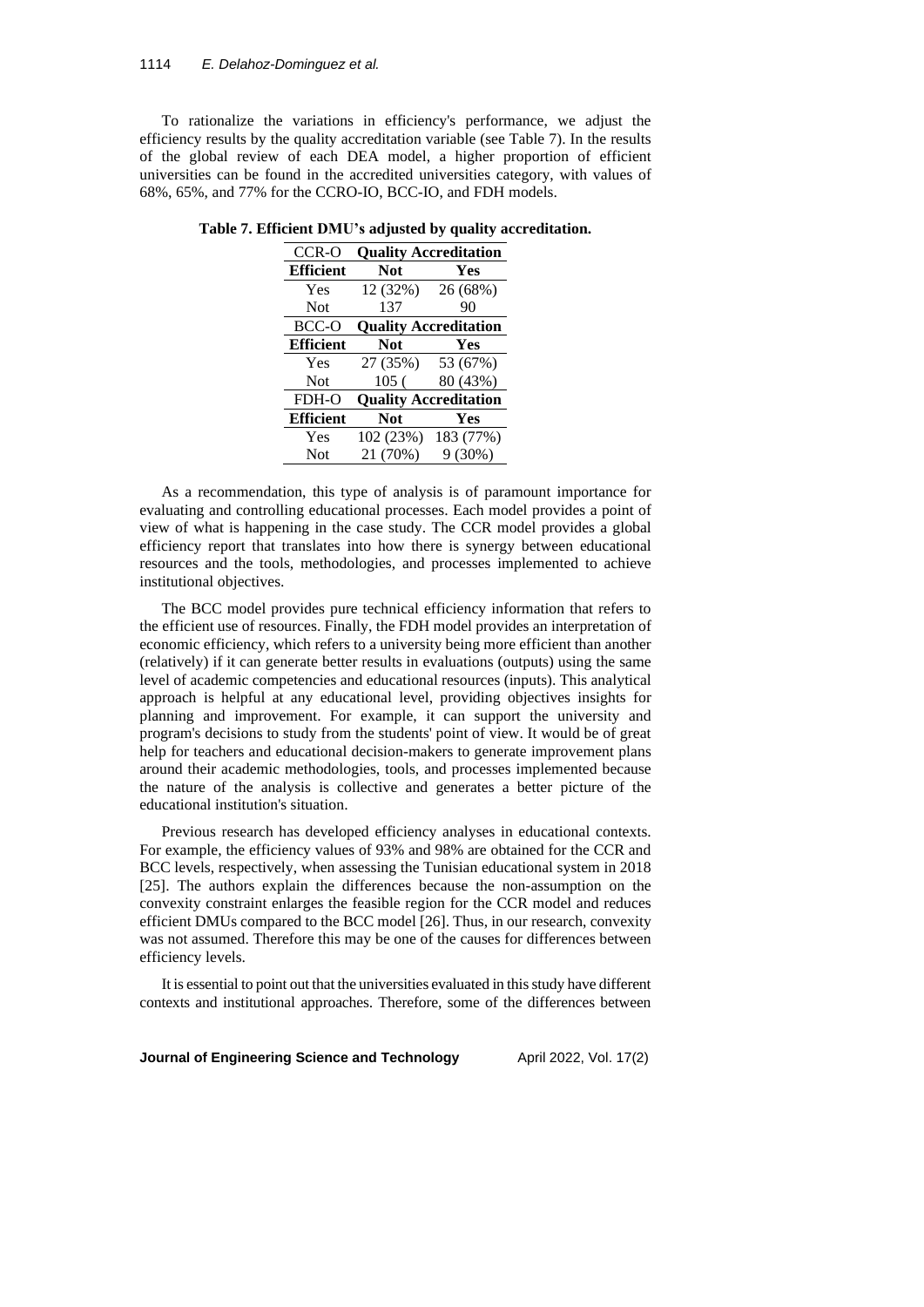To rationalize the variations in efficiency's performance, we adjust the efficiency results by the quality accreditation variable (see Table 7). In the results of the global review of each DEA model, a higher proportion of efficient universities can be found in the accredited universities category, with values of 68%, 65%, and 77% for the CCRO-IO, BCC-IO, and FDH models.

**Table 7. Efficient DMU's adjusted by quality accreditation.**

| CCR-O | Quality Accreditation | |
|---|---|---|
| **Efficient** | **Not** | **Yes** |
| Yes | 12 (32%) | 26 (68%) |
| Not | 137 | 90 |
| BCC-O | **Quality Accreditation** | |
| **Efficient** | **Not** | **Yes** |
| Yes | 27 (35%) | 53 (67%) |
| Not | 105 ( | 80 (43%) |
| FDH-O | **Quality Accreditation** | |
| **Efficient** | **Not** | **Yes** |
| Yes | 102 (23%) | 183 (77%) |
| Not | 21 (70%) | 9 (30%) |

As a recommendation, this type of analysis is of paramount importance for evaluating and controlling educational processes. Each model provides a point of view of what is happening in the case study. The CCR model provides a global efficiency report that translates into how there is synergy between educational resources and the tools, methodologies, and processes implemented to achieve institutional objectives.

The BCC model provides pure technical efficiency information that refers to the efficient use of resources. Finally, the FDH model provides an interpretation of economic efficiency, which refers to a university being more efficient than another (relatively) if it can generate better results in evaluations (outputs) using the same level of academic competencies and educational resources (inputs). This analytical approach is helpful at any educational level, providing objectives insights for planning and improvement. For example, it can support the university and program's decisions to study from the students' point of view. It would be of great help for teachers and educational decision-makers to generate improvement plans around their academic methodologies, tools, and processes implemented because the nature of the analysis is collective and generates a better picture of the educational institution's situation.

Previous research has developed efficiency analyses in educational contexts. For example, the efficiency values of 93% and 98% are obtained for the CCR and BCC levels, respectively, when assessing the Tunisian educational system in 2018 [25]. The authors explain the differences because the non-assumption on the convexity constraint enlarges the feasible region for the CCR model and reduces efficient DMUs compared to the BCC model [26]. Thus, in our research, convexity was not assumed. Therefore this may be one of the causes for differences between efficiency levels.

It is essential to point out that the universities evaluated in this study have different contexts and institutional approaches. Therefore, some of the differences between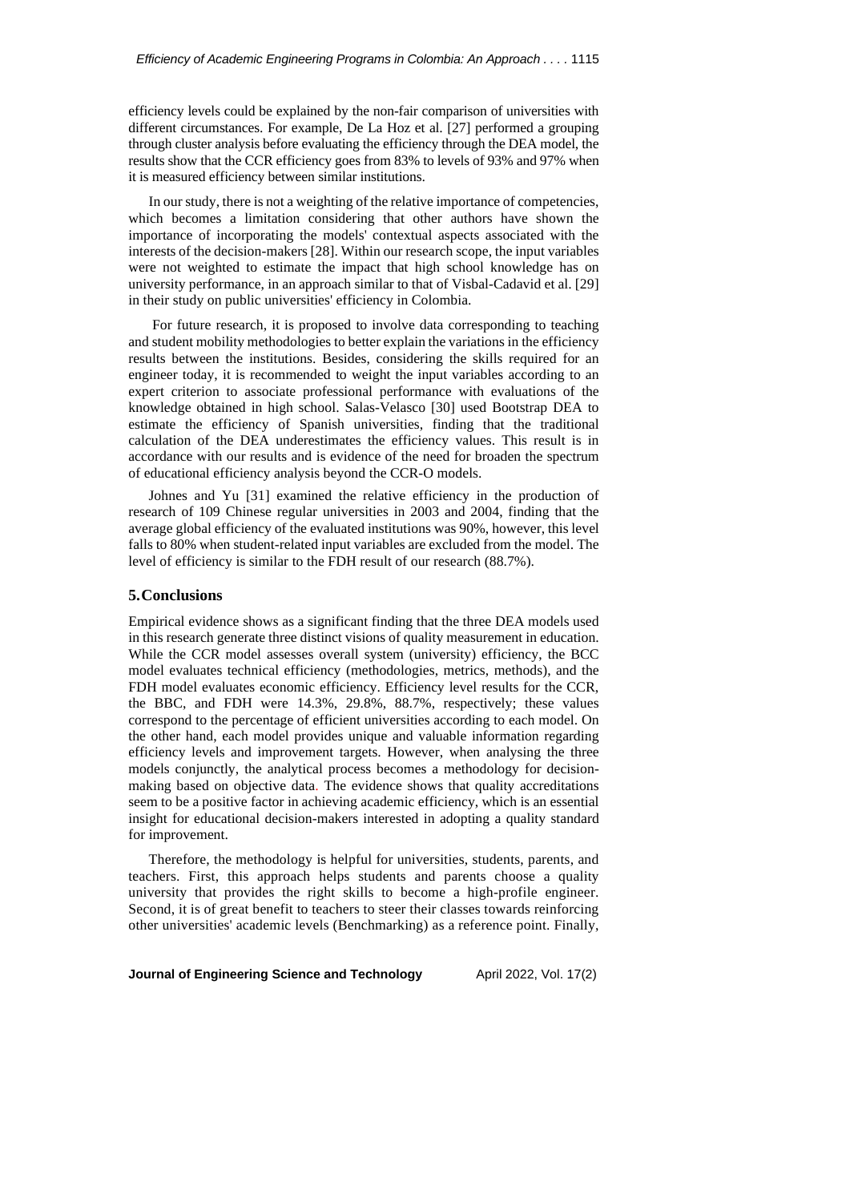efficiency levels could be explained by the non-fair comparison of universities with different circumstances. For example, De La Hoz et al. [27] performed a grouping through cluster analysis before evaluating the efficiency through the DEA model, the results show that the CCR efficiency goes from 83% to levels of 93% and 97% when it is measured efficiency between similar institutions.

In our study, there is not a weighting of the relative importance of competencies, which becomes a limitation considering that other authors have shown the importance of incorporating the models' contextual aspects associated with the interests of the decision-makers [28]. Within our research scope, the input variables were not weighted to estimate the impact that high school knowledge has on university performance, in an approach similar to that of Visbal-Cadavid et al. [29] in their study on public universities' efficiency in Colombia.

For future research, it is proposed to involve data corresponding to teaching and student mobility methodologies to better explain the variations in the efficiency results between the institutions. Besides, considering the skills required for an engineer today, it is recommended to weight the input variables according to an expert criterion to associate professional performance with evaluations of the knowledge obtained in high school. Salas-Velasco [30] used Bootstrap DEA to estimate the efficiency of Spanish universities, finding that the traditional calculation of the DEA underestimates the efficiency values. This result is in accordance with our results and is evidence of the need for broaden the spectrum of educational efficiency analysis beyond the CCR-O models.

Johnes and Yu [31] examined the relative efficiency in the production of research of 109 Chinese regular universities in 2003 and 2004, finding that the average global efficiency of the evaluated institutions was 90%, however, this level falls to 80% when student-related input variables are excluded from the model. The level of efficiency is similar to the FDH result of our research (88.7%).

## 5. Conclusions

Empirical evidence shows as a significant finding that the three DEA models used in this research generate three distinct visions of quality measurement in education. While the CCR model assesses overall system (university) efficiency, the BCC model evaluates technical efficiency (methodologies, metrics, methods), and the FDH model evaluates economic efficiency. Efficiency level results for the CCR, the BBC, and FDH were 14.3%, 29.8%, 88.7%, respectively; these values correspond to the percentage of efficient universities according to each model. On the other hand, each model provides unique and valuable information regarding efficiency levels and improvement targets. However, when analysing the three models conjunctly, the analytical process becomes a methodology for decision-making based on objective data. The evidence shows that quality accreditations seem to be a positive factor in achieving academic efficiency, which is an essential insight for educational decision-makers interested in adopting a quality standard for improvement.

Therefore, the methodology is helpful for universities, students, parents, and teachers. First, this approach helps students and parents choose a quality university that provides the right skills to become a high-profile engineer. Second, it is of great benefit to teachers to steer their classes towards reinforcing other universities' academic levels (Benchmarking) as a reference point. Finally,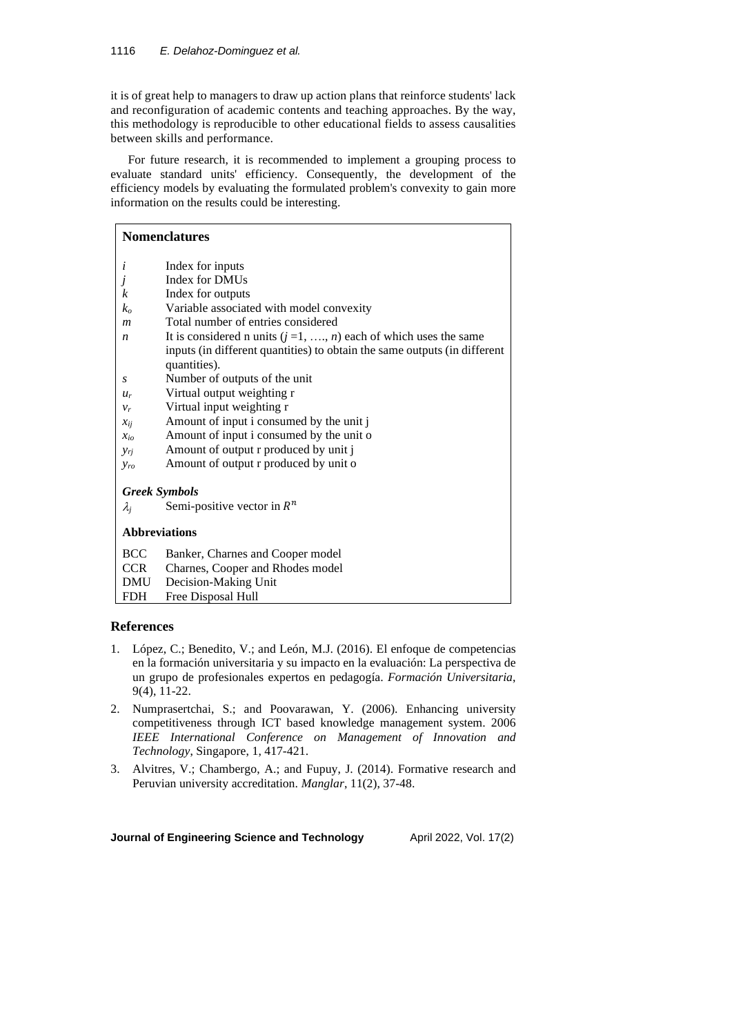it is of great help to managers to draw up action plans that reinforce students' lack and reconfiguration of academic contents and teaching approaches. By the way, this methodology is reproducible to other educational fields to assess causalities between skills and performance.

For future research, it is recommended to implement a grouping process to evaluate standard units' efficiency. Consequently, the development of the efficiency models by evaluating the formulated problem's convexity to gain more information on the results could be interesting.

## Nomenclatures

| | |
|---|---|
| $i$ | Index for inputs |
| $j$ | Index for DMUs |
| $k$ | Index for outputs |
| $k_o$ | Variable associated with model convexity |
| $m$ | Total number of entries considered |
| $n$ | It is considered n units ($j$ =1, …., $n$) each of which uses the same inputs (in different quantities) to obtain the same outputs (in different quantities). |
| $s$ | Number of outputs of the unit |
| $u_r$ | Virtual output weighting r |
| $v_r$ | Virtual input weighting r |
| $x_{ij}$ | Amount of input i consumed by the unit j |
| $x_{io}$ | Amount of input i consumed by the unit o |
| $y_{rj}$ | Amount of output r produced by unit j |
| $y_{ro}$ | Amount of output r produced by unit o |

***Greek Symbols***

| | |
|---|---|
| $\lambda_j$ | Semi-positive vector in $R^n$ |

**Abbreviations**

| | |
|---|---|
| BCC | Banker, Charnes and Cooper model |
| CCR | Charnes, Cooper and Rhodes model |
| DMU | Decision-Making Unit |
| FDH | Free Disposal Hull |

## References

1. López, C.; Benedito, V.; and León, M.J. (2016). El enfoque de competencias en la formación universitaria y su impacto en la evaluación: La perspectiva de un grupo de profesionales expertos en pedagogía. *Formación Universitaria*, 9(4), 11-22.
2. Numprasertchai, S.; and Poovarawan, Y. (2006). Enhancing university competitiveness through ICT based knowledge management system. 2006 *IEEE International Conference on Management of Innovation and Technology*, Singapore, 1, 417-421.
3. Alvitres, V.; Chambergo, A.; and Fupuy, J. (2014). Formative research and Peruvian university accreditation. *Manglar*, 11(2), 37-48.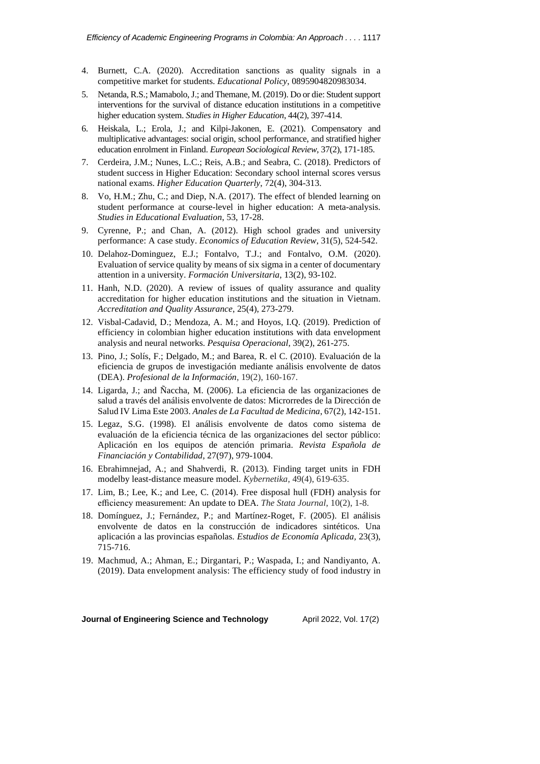4. Burnett, C.A. (2020). Accreditation sanctions as quality signals in a competitive market for students. *Educational Policy*, 0895904820983034.
5. Netanda, R.S.; Mamabolo, J.; and Themane, M. (2019). Do or die: Student support interventions for the survival of distance education institutions in a competitive higher education system. *Studies in Higher Education*, 44(2), 397-414.
6. Heiskala, L.; Erola, J.; and Kilpi-Jakonen, E. (2021). Compensatory and multiplicative advantages: social origin, school performance, and stratified higher education enrolment in Finland. *European Sociological Review*, 37(2), 171-185.
7. Cerdeira, J.M.; Nunes, L.C.; Reis, A.B.; and Seabra, C. (2018). Predictors of student success in Higher Education: Secondary school internal scores versus national exams. *Higher Education Quarterly*, 72(4), 304-313.
8. Vo, H.M.; Zhu, C.; and Diep, N.A. (2017). The effect of blended learning on student performance at course-level in higher education: A meta-analysis. *Studies in Educational Evaluation*, 53, 17-28.
9. Cyrenne, P.; and Chan, A. (2012). High school grades and university performance: A case study. *Economics of Education Review*, 31(5), 524-542.
10. Delahoz-Dominguez, E.J.; Fontalvo, T.J.; and Fontalvo, O.M. (2020). Evaluation of service quality by means of six sigma in a center of documentary attention in a university. *Formación Universitaria*, 13(2), 93-102.
11. Hanh, N.D. (2020). A review of issues of quality assurance and quality accreditation for higher education institutions and the situation in Vietnam. *Accreditation and Quality Assurance*, 25(4), 273-279.
12. Visbal-Cadavid, D.; Mendoza, A. M.; and Hoyos, I.Q. (2019). Prediction of efficiency in colombian higher education institutions with data envelopment analysis and neural networks. *Pesquisa Operacional*, 39(2), 261-275.
13. Pino, J.; Solís, F.; Delgado, M.; and Barea, R. el C. (2010). Evaluación de la eficiencia de grupos de investigación mediante análisis envolvente de datos (DEA). *Profesional de la Información*, 19(2), 160-167.
14. Ligarda, J.; and Ñaccha, M. (2006). La eficiencia de las organizaciones de salud a través del análisis envolvente de datos: Microrredes de la Dirección de Salud IV Lima Este 2003. *Anales de La Facultad de Medicina*, 67(2), 142-151.
15. Legaz, S.G. (1998). El análisis envolvente de datos como sistema de evaluación de la eficiencia técnica de las organizaciones del sector público: Aplicación en los equipos de atención primaria. *Revista Española de Financiación y Contabilidad*, 27(97), 979-1004.
16. Ebrahimnejad, A.; and Shahverdi, R. (2013). Finding target units in FDH modelby least-distance measure model. *Kybernetika*, 49(4), 619-635.
17. Lim, B.; Lee, K.; and Lee, C. (2014). Free disposal hull (FDH) analysis for efficiency measurement: An update to DEA. *The Stata Journal*, 10(2), 1-8.
18. Domínguez, J.; Fernández, P.; and Martínez-Roget, F. (2005). El análisis envolvente de datos en la construcción de indicadores sintéticos. Una aplicación a las provincias españolas. *Estudios de Economía Aplicada*, 23(3), 715-716.
19. Machmud, A.; Ahman, E.; Dirgantari, P.; Waspada, I.; and Nandiyanto, A. (2019). Data envelopment analysis: The efficiency study of food industry in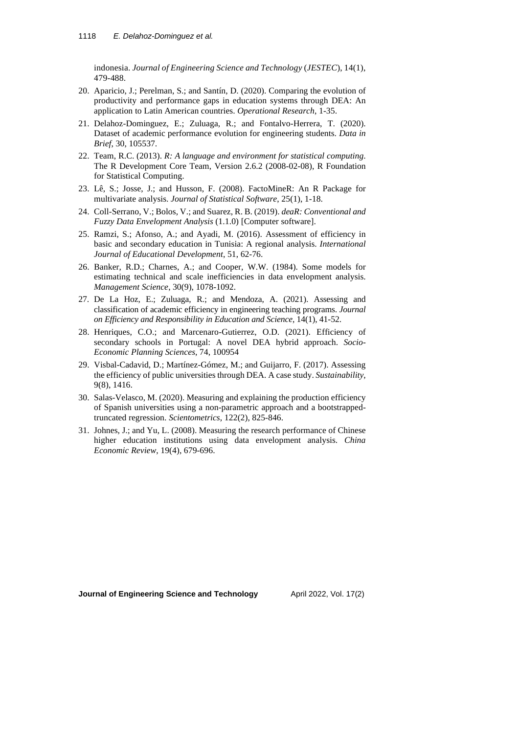indonesia. *Journal of Engineering Science and Technology* (*JESTEC*), 14(1), 479-488.

20. Aparicio, J.; Perelman, S.; and Santín, D. (2020). Comparing the evolution of productivity and performance gaps in education systems through DEA: An application to Latin American countries. *Operational Research*, 1-35.
21. Delahoz-Dominguez, E.; Zuluaga, R.; and Fontalvo-Herrera, T. (2020). Dataset of academic performance evolution for engineering students. *Data in Brief*, 30, 105537.
22. Team, R.C. (2013). *R: A language and environment for statistical computing*. The R Development Core Team, Version 2.6.2 (2008-02-08), R Foundation for Statistical Computing.
23. Lê, S.; Josse, J.; and Husson, F. (2008). FactoMineR: An R Package for multivariate analysis. *Journal of Statistical Software*, 25(1), 1-18.
24. Coll-Serrano, V.; Bolos, V.; and Suarez, R. B. (2019). *deaR: Conventional and Fuzzy Data Envelopment Analysis* (1.1.0) [Computer software].
25. Ramzi, S.; Afonso, A.; and Ayadi, M. (2016). Assessment of efficiency in basic and secondary education in Tunisia: A regional analysis. *International Journal of Educational Development*, 51, 62-76.
26. Banker, R.D.; Charnes, A.; and Cooper, W.W. (1984). Some models for estimating technical and scale inefficiencies in data envelopment analysis. *Management Science*, 30(9), 1078-1092.
27. De La Hoz, E.; Zuluaga, R.; and Mendoza, A. (2021). Assessing and classification of academic efficiency in engineering teaching programs. *Journal on Efficiency and Responsibility in Education and Science*, 14(1), 41-52.
28. Henriques, C.O.; and Marcenaro-Gutierrez, O.D. (2021). Efficiency of secondary schools in Portugal: A novel DEA hybrid approach. *Socio-Economic Planning Sciences*, 74, 100954
29. Visbal-Cadavid, D.; Martínez-Gómez, M.; and Guijarro, F. (2017). Assessing the efficiency of public universities through DEA. A case study. *Sustainability*, 9(8), 1416.
30. Salas-Velasco, M. (2020). Measuring and explaining the production efficiency of Spanish universities using a non-parametric approach and a bootstrapped-truncated regression. *Scientometrics*, 122(2), 825-846.
31. Johnes, J.; and Yu, L. (2008). Measuring the research performance of Chinese higher education institutions using data envelopment analysis. *China Economic Review*, 19(4), 679-696.